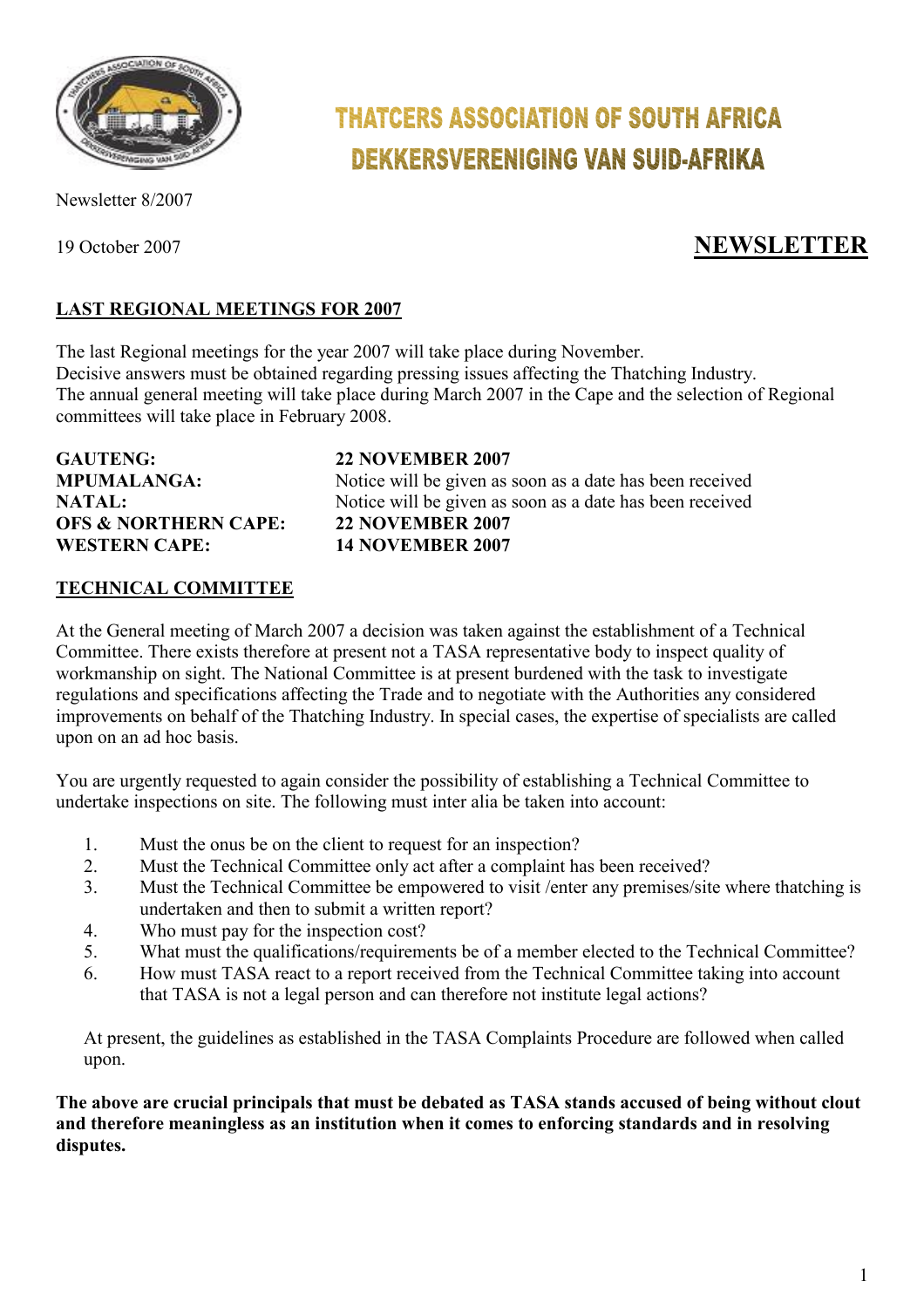# THATCERS ASSOCIATION OF SOUTH AFRICA
# DEKKERSVERENIGING VAN SUID-AFRIKA

Newsletter 8/2007

19 October 2007

## NEWSLETTER

### LAST REGIONAL MEETINGS FOR 2007

The last Regional meetings for the year 2007 will take place during November.
Decisive answers must be obtained regarding pressing issues affecting the Thatching Industry.
The annual general meeting will take place during March 2007 in the Cape and the selection of Regional committees will take place in February 2008.

| | |
|---|---|
| **GAUTENG:** | **22 NOVEMBER 2007** |
| **MPUMALANGA:** | Notice will be given as soon as a date has been received |
| **NATAL:** | Notice will be given as soon as a date has been received |
| **OFS & NORTHERN CAPE:** | **22 NOVEMBER 2007** |
| **WESTERN CAPE:** | **14 NOVEMBER 2007** |

### TECHNICAL COMMITTEE

At the General meeting of March 2007 a decision was taken against the establishment of a Technical Committee. There exists therefore at present not a TASA representative body to inspect quality of workmanship on sight. The National Committee is at present burdened with the task to investigate regulations and specifications affecting the Trade and to negotiate with the Authorities any considered improvements on behalf of the Thatching Industry. In special cases, the expertise of specialists are called upon on an ad hoc basis.

You are urgently requested to again consider the possibility of establishing a Technical Committee to undertake inspections on site. The following must inter alia be taken into account:

1. Must the onus be on the client to request for an inspection?
2. Must the Technical Committee only act after a complaint has been received?
3. Must the Technical Committee be empowered to visit /enter any premises/site where thatching is undertaken and then to submit a written report?
4. Who must pay for the inspection cost?
5. What must the qualifications/requirements be of a member elected to the Technical Committee?
6. How must TASA react to a report received from the Technical Committee taking into account that TASA is not a legal person and can therefore not institute legal actions?

At present, the guidelines as established in the TASA Complaints Procedure are followed when called upon.

**The above are crucial principals that must be debated as TASA stands accused of being without clout and therefore meaningless as an institution when it comes to enforcing standards and in resolving disputes.**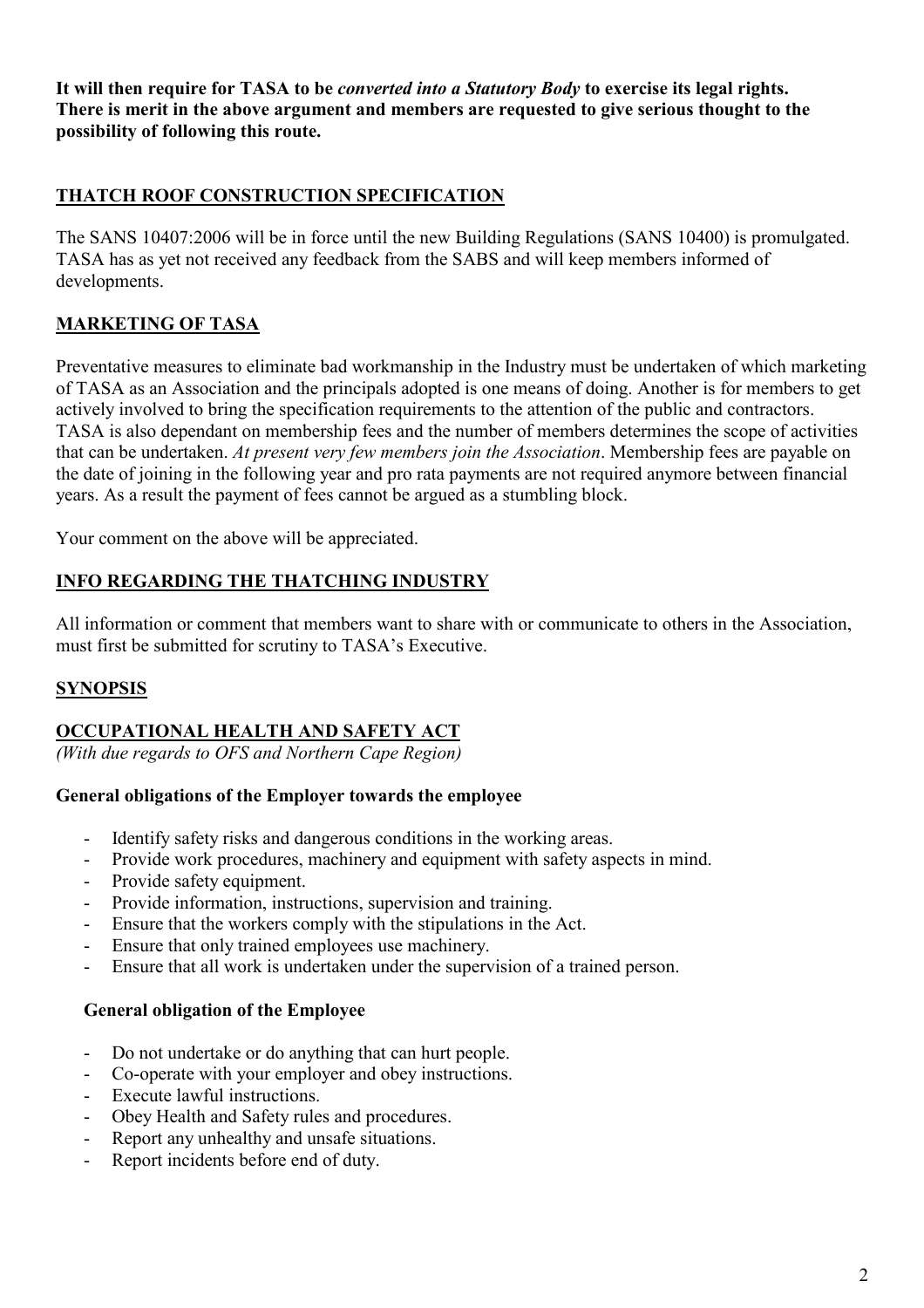**It will then require for TASA to be *converted into a Statutory Body* to exercise its legal rights. There is merit in the above argument and members are requested to give serious thought to the possibility of following this route.**

## THATCH ROOF CONSTRUCTION SPECIFICATION

The SANS 10407:2006 will be in force until the new Building Regulations (SANS 10400) is promulgated. TASA has as yet not received any feedback from the SABS and will keep members informed of developments.

## MARKETING OF TASA

Preventative measures to eliminate bad workmanship in the Industry must be undertaken of which marketing of TASA as an Association and the principals adopted is one means of doing. Another is for members to get actively involved to bring the specification requirements to the attention of the public and contractors. TASA is also dependant on membership fees and the number of members determines the scope of activities that can be undertaken. *At present very few members join the Association*. Membership fees are payable on the date of joining in the following year and pro rata payments are not required anymore between financial years. As a result the payment of fees cannot be argued as a stumbling block.

Your comment on the above will be appreciated.

## INFO REGARDING THE THATCHING INDUSTRY

All information or comment that members want to share with or communicate to others in the Association, must first be submitted for scrutiny to TASA's Executive.

## SYNOPSIS

## OCCUPATIONAL HEALTH AND SAFETY ACT

*(With due regards to OFS and Northern Cape Region)*

### General obligations of the Employer towards the employee

- Identify safety risks and dangerous conditions in the working areas.
- Provide work procedures, machinery and equipment with safety aspects in mind.
- Provide safety equipment.
- Provide information, instructions, supervision and training.
- Ensure that the workers comply with the stipulations in the Act.
- Ensure that only trained employees use machinery.
- Ensure that all work is undertaken under the supervision of a trained person.

### General obligation of the Employee

- Do not undertake or do anything that can hurt people.
- Co-operate with your employer and obey instructions.
- Execute lawful instructions.
- Obey Health and Safety rules and procedures.
- Report any unhealthy and unsafe situations.
- Report incidents before end of duty.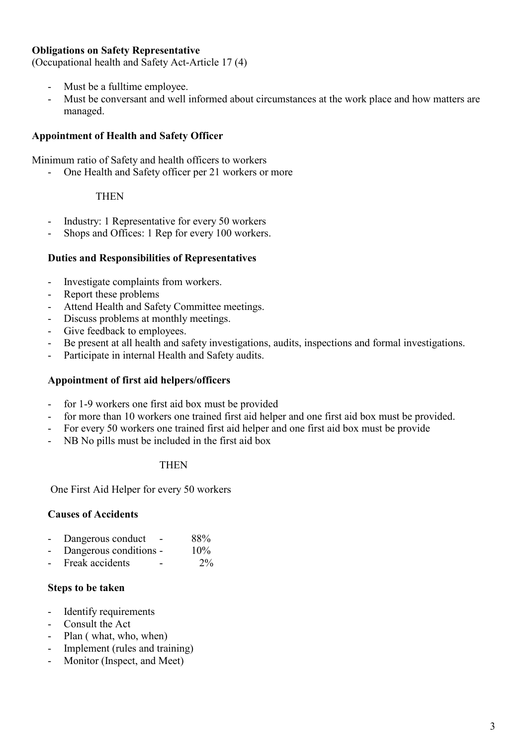**Obligations on Safety Representative**

(Occupational health and Safety Act-Article 17 (4)

- Must be a fulltime employee.
- Must be conversant and well informed about circumstances at the work place and how matters are managed.

**Appointment of Health and Safety Officer**

Minimum ratio of Safety and health officers to workers

- One Health and Safety officer per 21 workers or more

THEN

- Industry: 1 Representative for every 50 workers
- Shops and Offices: 1 Rep for every 100 workers.

**Duties and Responsibilities of Representatives**

- Investigate complaints from workers.
- Report these problems
- Attend Health and Safety Committee meetings.
- Discuss problems at monthly meetings.
- Give feedback to employees.
- Be present at all health and safety investigations, audits, inspections and formal investigations.
- Participate in internal Health and Safety audits.

**Appointment of first aid helpers/officers**

- for 1-9 workers one first aid box must be provided
- for more than 10 workers one trained first aid helper and one first aid box must be provided.
- For every 50 workers one trained first aid helper and one first aid box must be provide
- NB No pills must be included in the first aid box

THEN

One First Aid Helper for every 50 workers

**Causes of Accidents**

- Dangerous conduct - 88%
- Dangerous conditions - 10%
- Freak accidents - 2%

**Steps to be taken**

- Identify requirements
- Consult the Act
- Plan ( what, who, when)
- Implement (rules and training)
- Monitor (Inspect, and Meet)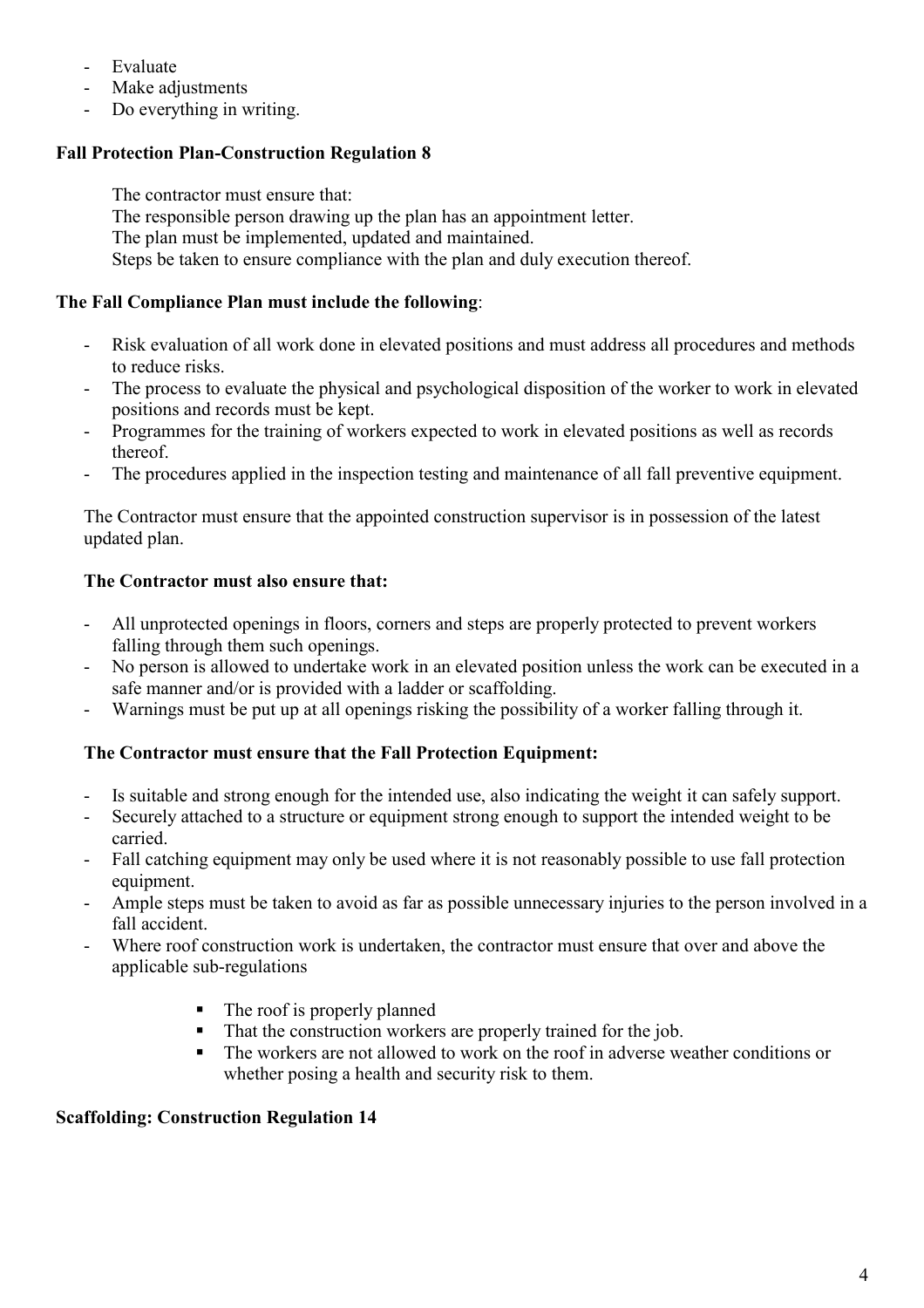- Evaluate
- Make adjustments
- Do everything in writing.

**Fall Protection Plan-Construction Regulation 8**

The contractor must ensure that:
The responsible person drawing up the plan has an appointment letter.
The plan must be implemented, updated and maintained.
Steps be taken to ensure compliance with the plan and duly execution thereof.

**The Fall Compliance Plan must include the following**:

- Risk evaluation of all work done in elevated positions and must address all procedures and methods to reduce risks.
- The process to evaluate the physical and psychological disposition of the worker to work in elevated positions and records must be kept.
- Programmes for the training of workers expected to work in elevated positions as well as records thereof.
- The procedures applied in the inspection testing and maintenance of all fall preventive equipment.

The Contractor must ensure that the appointed construction supervisor is in possession of the latest updated plan.

**The Contractor must also ensure that:**

- All unprotected openings in floors, corners and steps are properly protected to prevent workers falling through them such openings.
- No person is allowed to undertake work in an elevated position unless the work can be executed in a safe manner and/or is provided with a ladder or scaffolding.
- Warnings must be put up at all openings risking the possibility of a worker falling through it.

**The Contractor must ensure that the Fall Protection Equipment:**

- Is suitable and strong enough for the intended use, also indicating the weight it can safely support.
- Securely attached to a structure or equipment strong enough to support the intended weight to be carried.
- Fall catching equipment may only be used where it is not reasonably possible to use fall protection equipment.
- Ample steps must be taken to avoid as far as possible unnecessary injuries to the person involved in a fall accident.
- Where roof construction work is undertaken, the contractor must ensure that over and above the applicable sub-regulations
  - The roof is properly planned
  - That the construction workers are properly trained for the job.
  - The workers are not allowed to work on the roof in adverse weather conditions or whether posing a health and security risk to them.

**Scaffolding: Construction Regulation 14**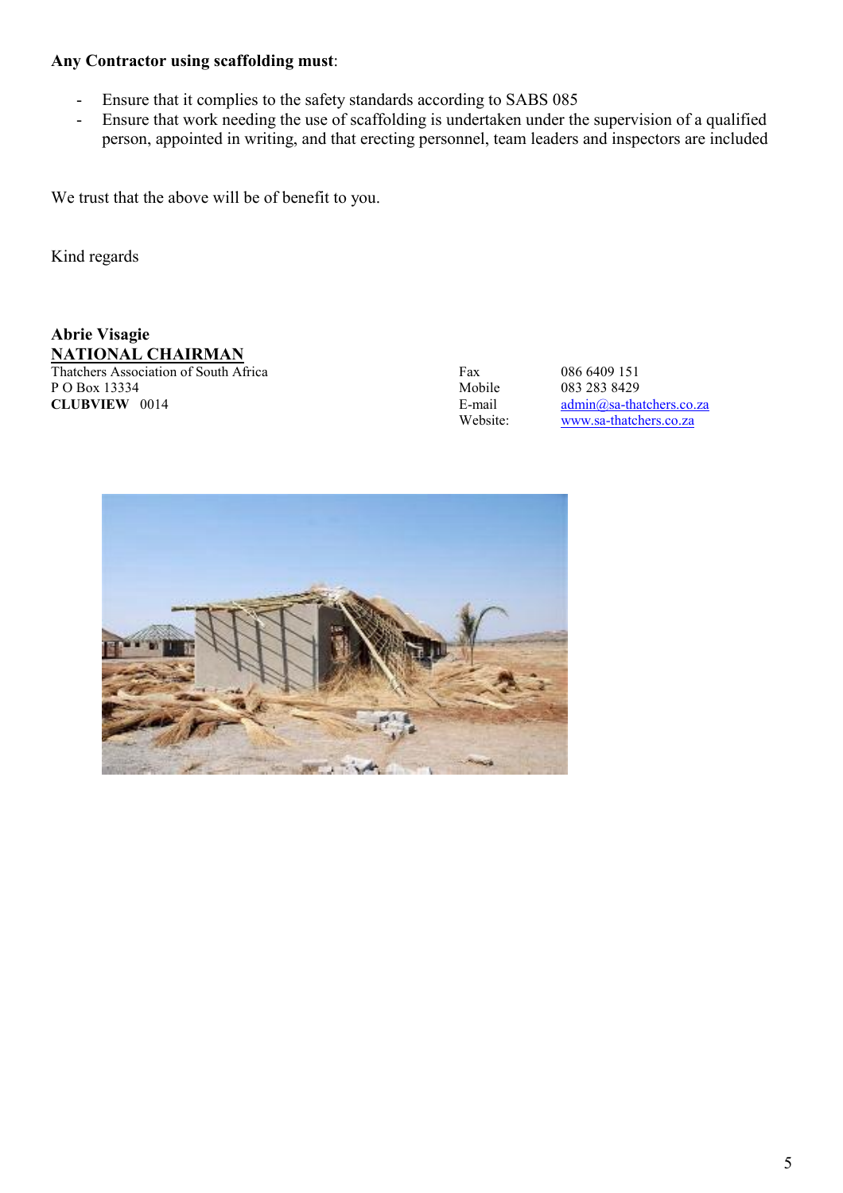**Any Contractor using scaffolding must**:

- Ensure that it complies to the safety standards according to SABS 085
- Ensure that work needing the use of scaffolding is undertaken under the supervision of a qualified person, appointed in writing, and that erecting personnel, team leaders and inspectors are included

We trust that the above will be of benefit to you.

Kind regards

**Abrie Visagie**
**NATIONAL CHAIRMAN**
Thatchers Association of South Africa
P O Box 13334
**CLUBVIEW** 0014

Fax 086 6409 151
Mobile 083 283 8429
E-mail admin@sa-thatchers.co.za
Website: www.sa-thatchers.co.za